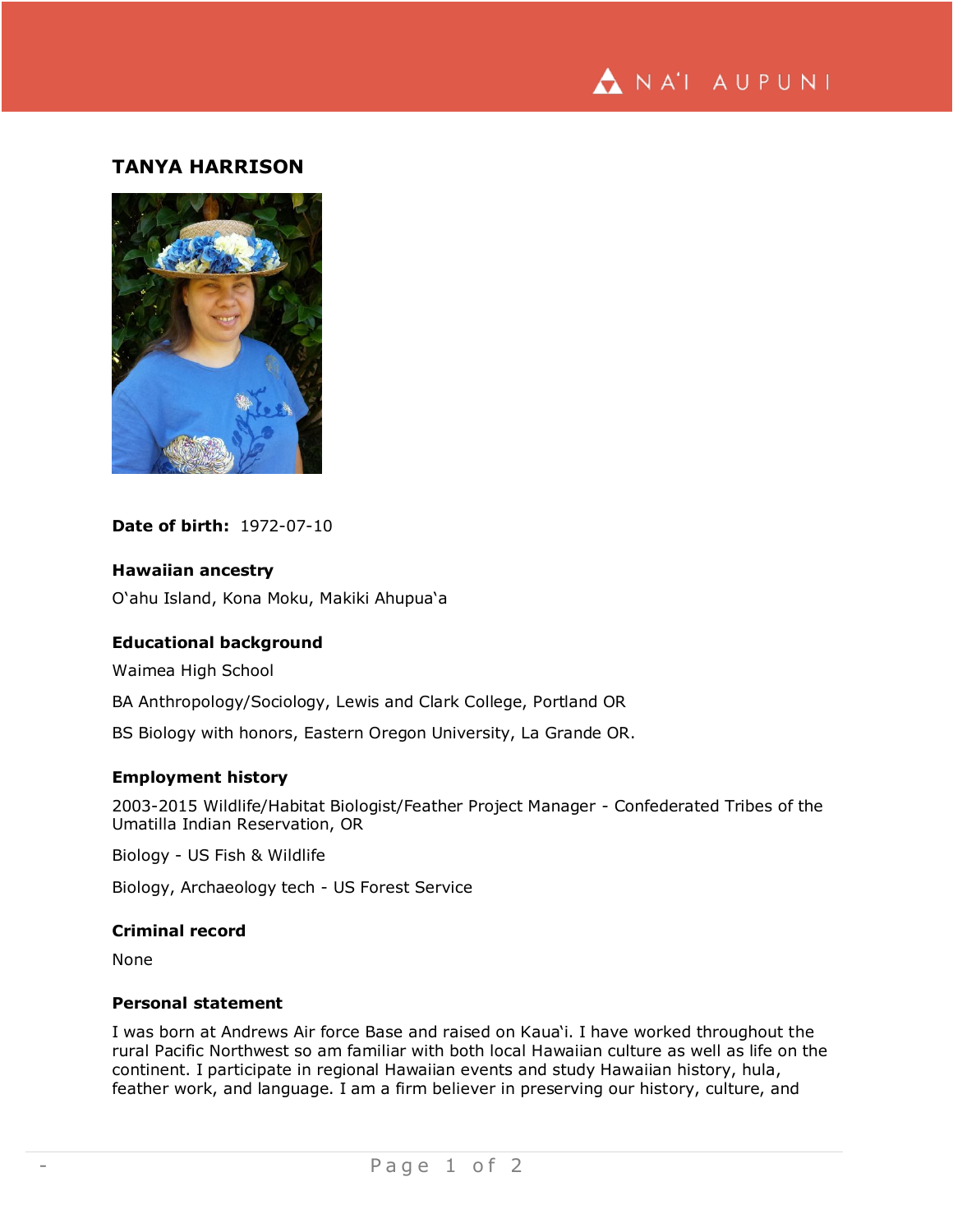# TANYA HARRISON

**Date of birth:** 1972-07-10

### Hawaiian ancestry

O'ahu Island, Kona Moku, Makiki Ahupua'a

### Educational background

Waimea High School

BA Anthropology/Sociology, Lewis and Clark College, Portland OR

BS Biology with honors, Eastern Oregon University, La Grande OR.

### Employment history

2003-2015 Wildlife/Habitat Biologist/Feather Project Manager - Confederated Tribes of the Umatilla Indian Reservation, OR

Biology - US Fish & Wildlife

Biology, Archaeology tech - US Forest Service

### Criminal record

None

### Personal statement

I was born at Andrews Air force Base and raised on Kaua'i. I have worked throughout the rural Pacific Northwest so am familiar with both local Hawaiian culture as well as life on the continent. I participate in regional Hawaiian events and study Hawaiian history, hula, feather work, and language. I am a firm believer in preserving our history, culture, and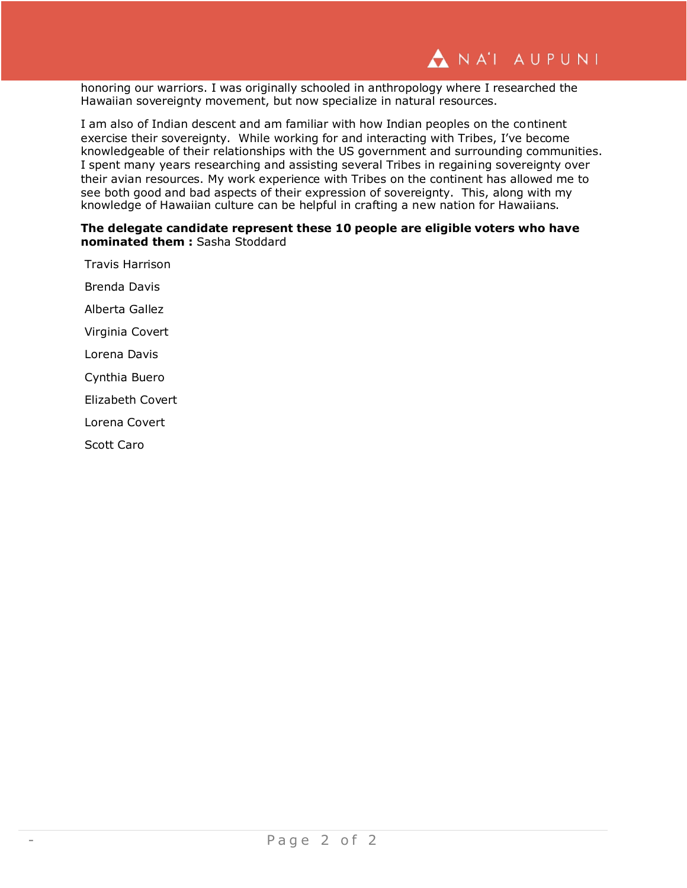honoring our warriors. I was originally schooled in anthropology where I researched the Hawaiian sovereignty movement, but now specialize in natural resources.

I am also of Indian descent and am familiar with how Indian peoples on the continent exercise their sovereignty. While working for and interacting with Tribes, I've become knowledgeable of their relationships with the US government and surrounding communities. I spent many years researching and assisting several Tribes in regaining sovereignty over their avian resources. My work experience with Tribes on the continent has allowed me to see both good and bad aspects of their expression of sovereignty. This, along with my knowledge of Hawaiian culture can be helpful in crafting a new nation for Hawaiians.

**The delegate candidate represent these 10 people are eligible voters who have nominated them :** Sasha Stoddard

Travis Harrison

Brenda Davis

Alberta Gallez

Virginia Covert

Lorena Davis

Cynthia Buero

Elizabeth Covert

Lorena Covert

Scott Caro